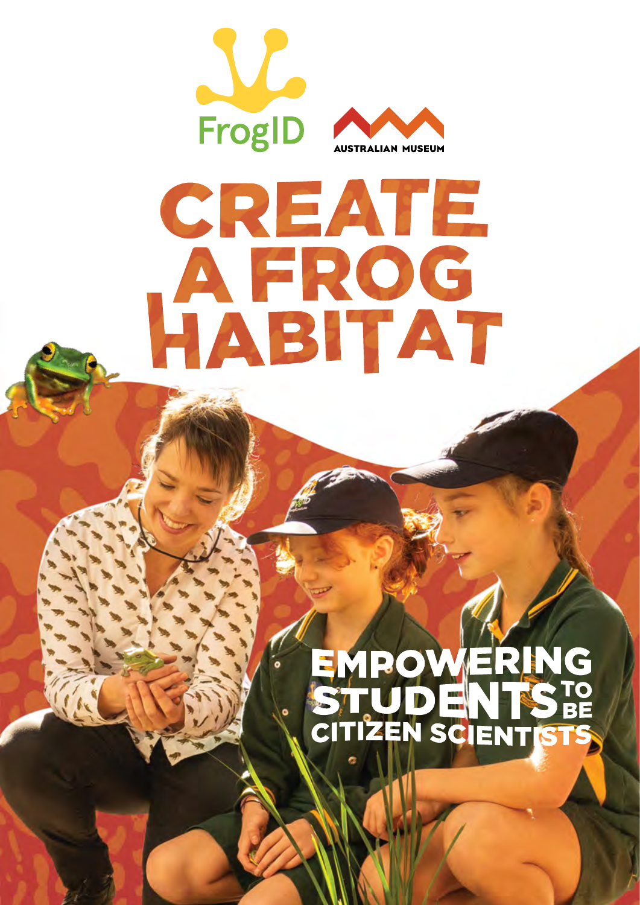FrogID

AUSTRALIAN MUSEUM

# CREATE A FROG HABITAT

## EMPOWERING STUDENTS TO BE CITIZEN SCIENTISTS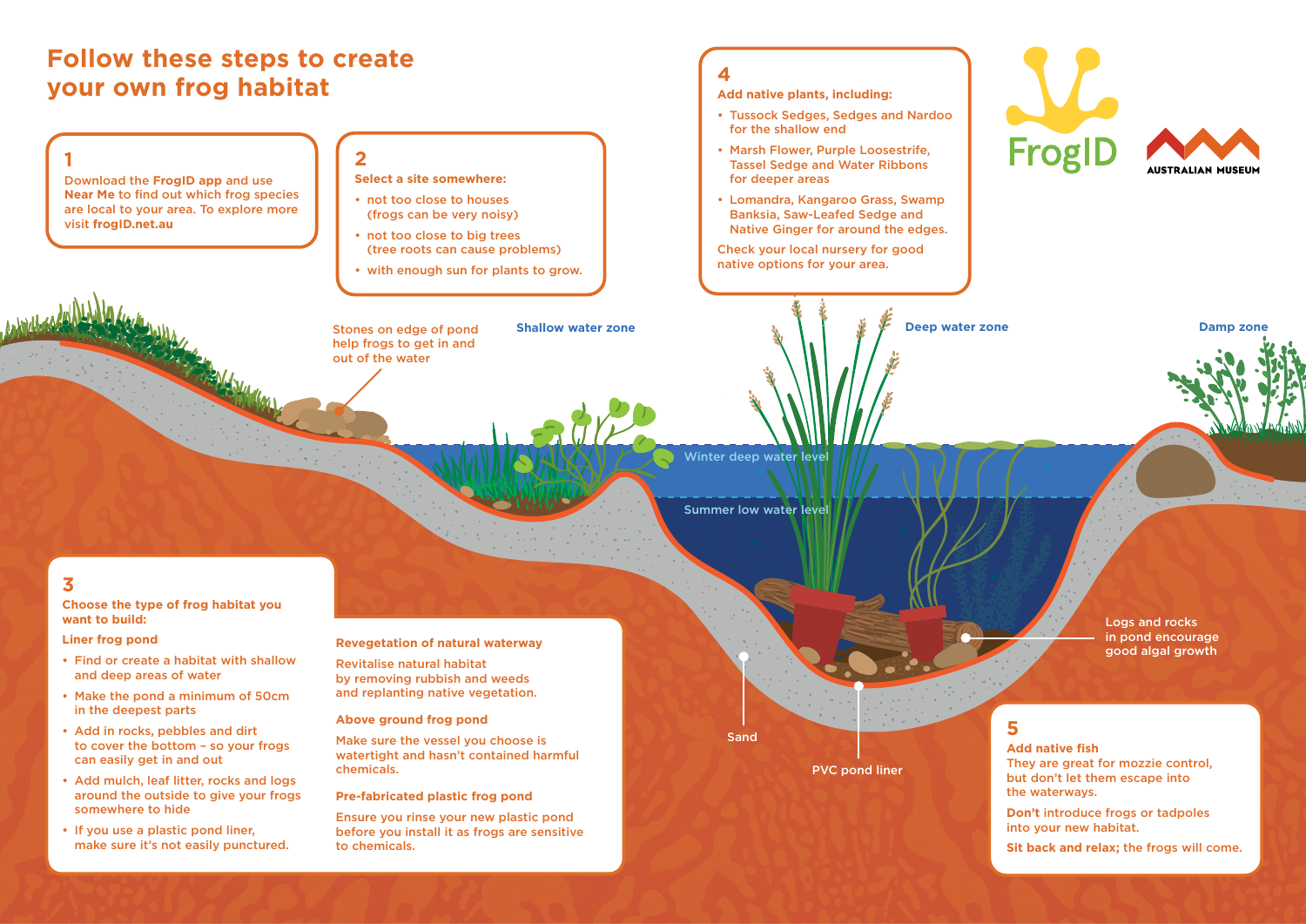# Follow these steps to create your own frog habitat

## 1

Download the **FrogID app** and use **Near Me** to find out which frog species are local to your area. To explore more visit **frogID.net.au**

## 2

**Select a site somewhere:**

- not too close to houses (frogs can be very noisy)
- not too close to big trees (tree roots can cause problems)
- with enough sun for plants to grow.

## 3

**Choose the type of frog habitat you want to build:**

**Liner frog pond**

- Find or create a habitat with shallow and deep areas of water
- Make the pond a minimum of 50cm in the deepest parts
- Add in rocks, pebbles and dirt to cover the bottom – so your frogs can easily get in and out
- Add mulch, leaf litter, rocks and logs around the outside to give your frogs somewhere to hide
- If you use a plastic pond liner, make sure it's not easily punctured.

**Revegetation of natural waterway**

Revitalise natural habitat by removing rubbish and weeds and replanting native vegetation.

**Above ground frog pond**

Make sure the vessel you choose is watertight and hasn't contained harmful chemicals.

**Pre-fabricated plastic frog pond**

Ensure you rinse your new plastic pond before you install it as frogs are sensitive to chemicals.

## 4

**Add native plants, including:**

- Tussock Sedges, Sedges and Nardoo for the shallow end
- Marsh Flower, Purple Loosestrife, Tassel Sedge and Water Ribbons for deeper areas
- Lomandra, Kangaroo Grass, Swamp Banksia, Saw-Leafed Sedge and Native Ginger for around the edges.

Check your local nursery for good native options for your area.

## 5

**Add native fish**

They are great for mozzie control, but don't let them escape into the waterways.

**Don't** introduce frogs or tadpoles into your new habitat.

**Sit back and relax;** the frogs will come.

---

Stones on edge of pond help frogs to get in and out of the water

Shallow water zone

Deep water zone

Damp zone

Winter deep water level

Summer low water level

Logs and rocks in pond encourage good algal growth

Sand

PVC pond liner

FrogID

AUSTRALIAN MUSEUM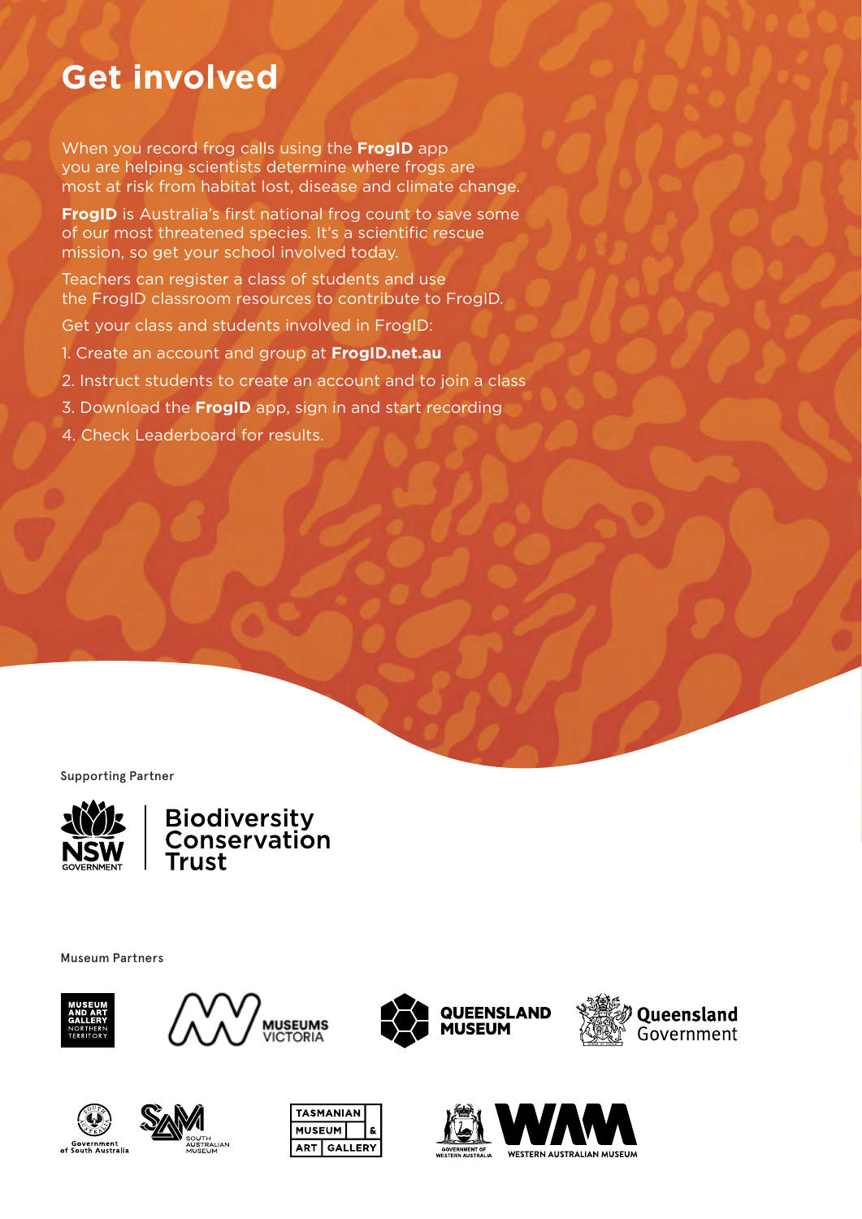# Get involved

When you record frog calls using the **FrogID** app you are helping scientists determine where frogs are most at risk from habitat lost, disease and climate change.

**FrogID** is Australia's first national frog count to save some of our most threatened species. It's a scientific rescue mission, so get your school involved today.

Teachers can register a class of students and use the FrogID classroom resources to contribute to FrogID.

Get your class and students involved in FrogID:

1. Create an account and group at **FrogID.net.au**
2. Instruct students to create an account and to join a class
3. Download the **FrogID** app, sign in and start recording
4. Check Leaderboard for results.

Supporting Partner

NSW Government | Biodiversity Conservation Trust

Museum Partners

Museum and Art Gallery Northern Territory

Museums Victoria

Queensland Museum

Queensland Government

Government of South Australia

South Australian Museum

Tasmanian Museum & Art Gallery

Government of Western Australia

WAM Western Australian Museum